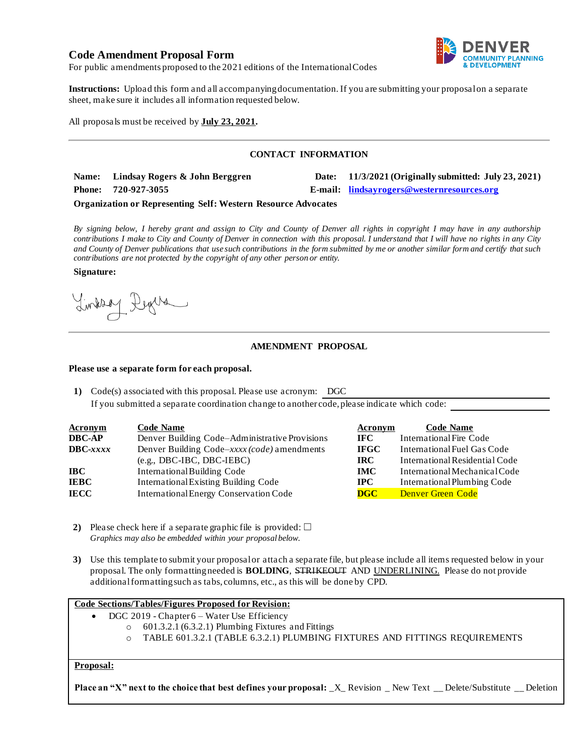# Code Amendment Proposal Form

For public amendments proposed to the 2021 editions of the International Codes

**Instructions:** Upload this form and all accompanying documentation. If you are submitting your proposal on a separate sheet, make sure it includes all information requested below.

All proposals must be received by **July 23, 2021.**

## CONTACT INFORMATION

**Name: Lindsay Rogers & John Berggren**

**Date: 11/3/2021 (Originally submitted: July 23, 2021)**

**Phone: 720-927-3055**

**E-mail: lindsayrogers@westernresources.org**

**Organization or Representing Self: Western Resource Advocates**

*By signing below, I hereby grant and assign to City and County of Denver all rights in copyright I may have in any authorship contributions I make to City and County of Denver in connection with this proposal. I understand that I will have no rights in any City and County of Denver publications that use such contributions in the form submitted by me or another similar form and certify that such contributions are not protected by the copyright of any other person or entity.*

**Signature:**

Lindsay Rogers

## AMENDMENT PROPOSAL

**Please use a separate form for each proposal.**

1) Code(s) associated with this proposal. Please use acronym: DGC

   If you submitted a separate coordination change to another code, please indicate which code:

| Acronym | Code Name | Acronym | Code Name |
|---|---|---|---|
| **DBC-AP** | Denver Building Code–Administrative Provisions | **IFC** | International Fire Code |
| **DBC-*xxxx*** | Denver Building Code–*xxxx (code)* amendments (e.g., DBC-IBC, DBC-IEBC) | **IFGC** | International Fuel Gas Code |
| **IBC** | International Building Code | **IRC** | International Residential Code |
| **IEBC** | International Existing Building Code | **IMC** | International Mechanical Code |
| **IECC** | International Energy Conservation Code | **IPC** | International Plumbing Code |
| | | **DGC** | Denver Green Code |

2) Please check here if a separate graphic file is provided: ☐

   *Graphics may also be embedded within your proposal below.*

3) Use this template to submit your proposal or attach a separate file, but please include all items requested below in your proposal. The only formatting needed is **BOLDING**, ~~STRIKEOUT~~ AND <u>UNDERLINING.</u> Please do not provide additional formatting such as tabs, columns, etc., as this will be done by CPD.

**Code Sections/Tables/Figures Proposed for Revision:**

- DGC 2019 - Chapter 6 – Water Use Efficiency
  - 601.3.2.1 (6.3.2.1) Plumbing Fixtures and Fittings
  - TABLE 601.3.2.1 (TABLE 6.3.2.1) PLUMBING FIXTURES AND FITTINGS REQUIREMENTS

**Proposal:**

**Place an "X" next to the choice that best defines your proposal:** \_X\_ Revision \_ New Text \_\_ Delete/Substitute \_\_ Deletion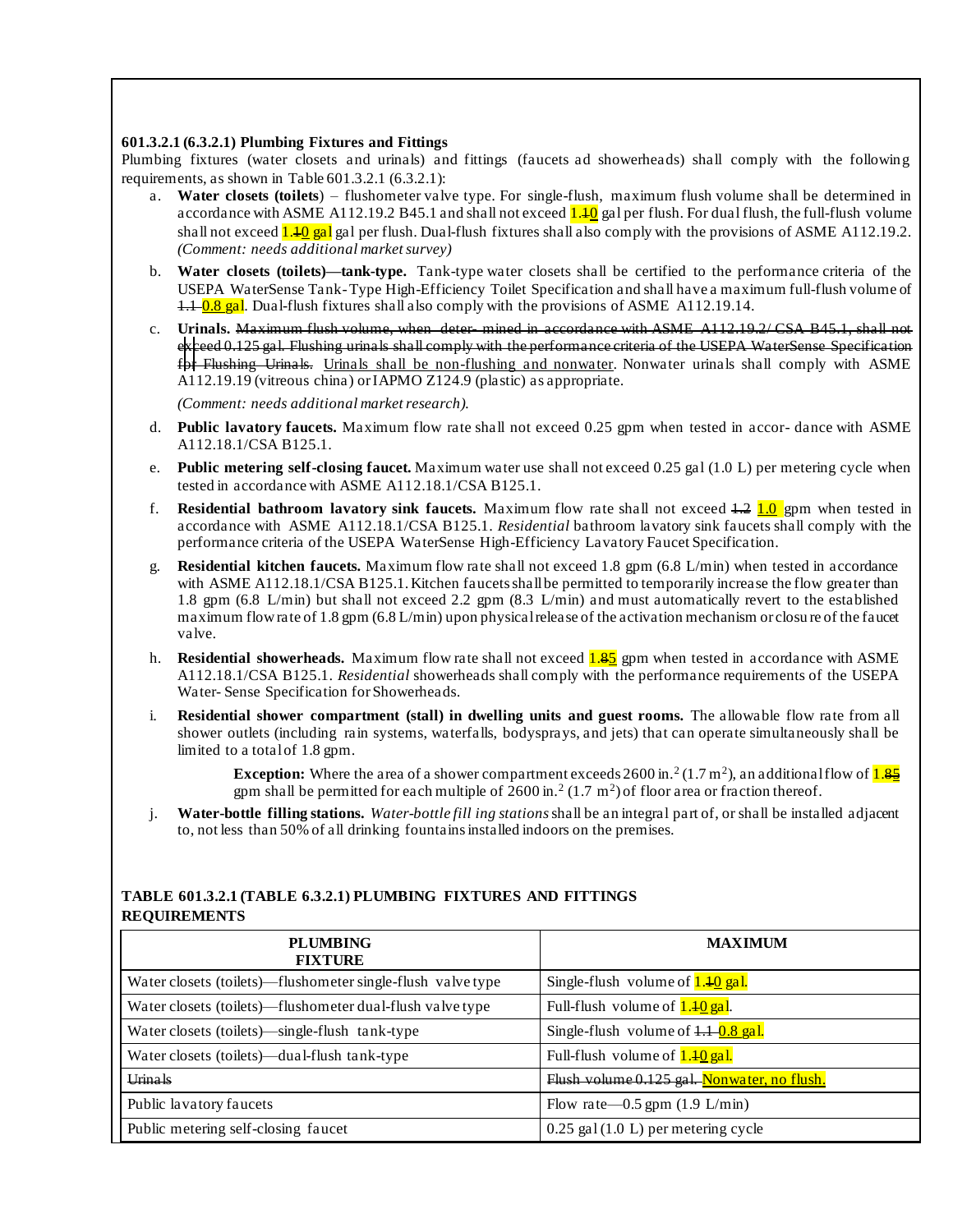**601.3.2.1 (6.3.2.1) Plumbing Fixtures and Fittings**

Plumbing fixtures (water closets and urinals) and fittings (faucets ad showerheads) shall comply with the following requirements, as shown in Table 601.3.2.1 (6.3.2.1):

a. **Water closets (toilets**) – flushometer valve type. For single-flush, maximum flush volume shall be determined in accordance with ASME A112.19.2 B45.1 and shall not exceed ~~1.1~~1.0 gal per flush. For dual flush, the full-flush volume shall not exceed ~~1.1~~1.0 gal gal per flush. Dual-flush fixtures shall also comply with the provisions of ASME A112.19.2. *(Comment: needs additional market survey)*

b. **Water closets (toilets)—tank-type.** Tank-type water closets shall be certified to the performance criteria of the USEPA WaterSense Tank-Type High-Efficiency Toilet Specification and shall have a maximum full-flush volume of ~~1.1~~ 0.8 gal. Dual-flush fixtures shall also comply with the provisions of ASME A112.19.14.

c. **Urinals.** ~~Maximum flush volume, when deter- mined in accordance with ASME A112.19.2/ CSA B45.1, shall not exceed 0.125 gal. Flushing urinals shall comply with the performance criteria of the USEPA WaterSense Specification for Flushing Urinals.~~ Urinals shall be non-flushing and nonwater. Nonwater urinals shall comply with ASME A112.19.19 (vitreous china) or IAPMO Z124.9 (plastic) as appropriate.

   *(Comment: needs additional market research).*

d. **Public lavatory faucets.** Maximum flow rate shall not exceed 0.25 gpm when tested in accor- dance with ASME A112.18.1/CSA B125.1.

e. **Public metering self-closing faucet.** Maximum water use shall not exceed 0.25 gal (1.0 L) per metering cycle when tested in accordance with ASME A112.18.1/CSA B125.1.

f. **Residential bathroom lavatory sink faucets.** Maximum flow rate shall not exceed ~~1.2~~ 1.0 gpm when tested in accordance with ASME A112.18.1/CSA B125.1. *Residential* bathroom lavatory sink faucets shall comply with the performance criteria of the USEPA WaterSense High-Efficiency Lavatory Faucet Specification.

g. **Residential kitchen faucets.** Maximum flow rate shall not exceed 1.8 gpm (6.8 L/min) when tested in accordance with ASME A112.18.1/CSA B125.1. Kitchen faucets shall be permitted to temporarily increase the flow greater than 1.8 gpm (6.8 L/min) but shall not exceed 2.2 gpm (8.3 L/min) and must automatically revert to the established maximum flow rate of 1.8 gpm (6.8 L/min) upon physical release of the activation mechanism or closure of the faucet valve.

h. **Residential showerheads.** Maximum flow rate shall not exceed 1.~~8~~5 gpm when tested in accordance with ASME A112.18.1/CSA B125.1. *Residential* showerheads shall comply with the performance requirements of the USEPA Water- Sense Specification for Showerheads.

i. **Residential shower compartment (stall) in dwelling units and guest rooms.** The allowable flow rate from all shower outlets (including rain systems, waterfalls, bodysprays, and jets) that can operate simultaneously shall be limited to a total of 1.8 gpm.

   > **Exception:** Where the area of a shower compartment exceeds 2600 in.$^2$ (1.7 m$^2$), an additional flow of 1.~~8~~5 gpm shall be permitted for each multiple of 2600 in.$^2$ (1.7 m$^2$) of floor area or fraction thereof.

j. **Water-bottle filling stations.** *Water-bottle filling stations* shall be an integral part of, or shall be installed adjacent to, not less than 50% of all drinking fountains installed indoors on the premises.

**TABLE 601.3.2.1 (TABLE 6.3.2.1) PLUMBING FIXTURES AND FITTINGS REQUIREMENTS**

| PLUMBING FIXTURE | MAXIMUM |
|---|---|
| Water closets (toilets)—flushometer single-flush valve type | Single-flush volume of 1.~~1~~0 gal. |
| Water closets (toilets)—flushometer dual-flush valve type | Full-flush volume of 1.~~1~~0 gal. |
| Water closets (toilets)—single-flush tank-type | Single-flush volume of ~~1.1~~ 0.8 gal. |
| Water closets (toilets)—dual-flush tank-type | Full-flush volume of 1.~~1~~0 gal. |
| ~~Urinals~~ | ~~Flush volume 0.125 gal.~~ Nonwater, no flush. |
| Public lavatory faucets | Flow rate—0.5 gpm (1.9 L/min) |
| Public metering self-closing faucet | 0.25 gal (1.0 L) per metering cycle |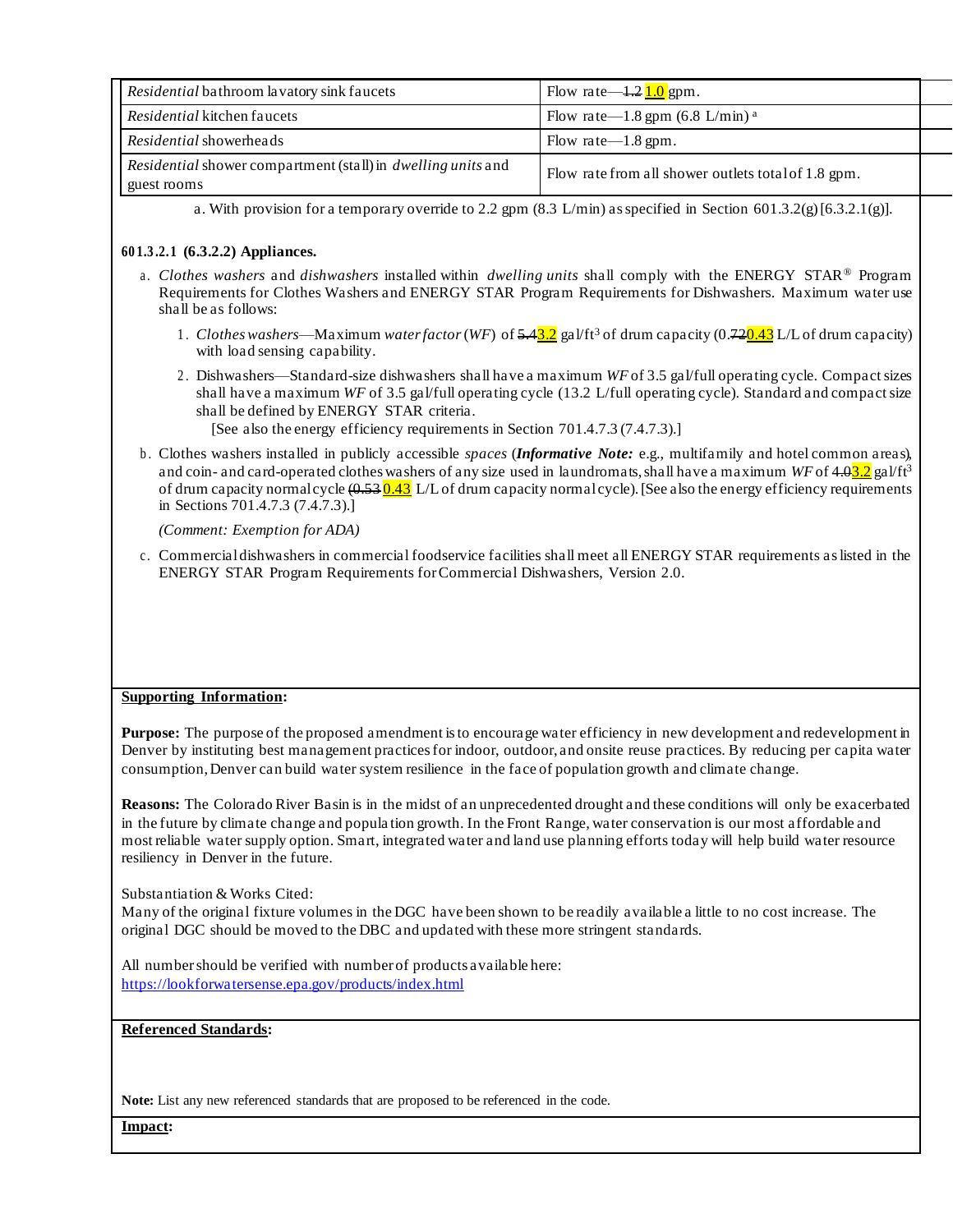| *Residential* bathroom lavatory sink faucets | Flow rate—~~1.2~~ 1.0 gpm. |
| --- | --- |
| *Residential* kitchen faucets | Flow rate—1.8 gpm (6.8 L/min) [a] |
| *Residential* showerheads | Flow rate—1.8 gpm. |
| *Residential* shower compartment (stall) in *dwelling units* and guest rooms | Flow rate from all shower outlets total of 1.8 gpm. |

a. With provision for a temporary override to 2.2 gpm (8.3 L/min) as specified in Section 601.3.2(g) [6.3.2.1(g)].

**601.3.2.1 (6.3.2.2) Appliances.**

a. *Clothes washers* and *dishwashers* installed within *dwelling units* shall comply with the ENERGY STAR® Program Requirements for Clothes Washers and ENERGY STAR Program Requirements for Dishwashers. Maximum water use shall be as follows:

1. *Clothes washers*—Maximum *water factor* (*WF*) of ~~5.4~~3.2 gal/ft³ of drum capacity (0.~~72~~0.43 L/L of drum capacity) with load sensing capability.
2. Dishwashers—Standard-size dishwashers shall have a maximum *WF* of 3.5 gal/full operating cycle. Compact sizes shall have a maximum *WF* of 3.5 gal/full operating cycle (13.2 L/full operating cycle). Standard and compact size shall be defined by ENERGY STAR criteria.
   [See also the energy efficiency requirements in Section 701.4.7.3 (7.4.7.3).]

b. Clothes washers installed in publicly accessible *spaces* (***Informative Note:*** e.g., multifamily and hotel common areas), and coin- and card-operated clothes washers of any size used in laundromats, shall have a maximum *WF* of ~~4.0~~3.2 gal/ft³ of drum capacity normal cycle ~~(0.53~~ 0.43 L/L of drum capacity normal cycle). [See also the energy efficiency requirements in Sections 701.4.7.3 (7.4.7.3).]

*(Comment: Exemption for ADA)*

c. Commercial dishwashers in commercial foodservice facilities shall meet all ENERGY STAR requirements as listed in the ENERGY STAR Program Requirements for Commercial Dishwashers, Version 2.0.

**Supporting Information:**

**Purpose:** The purpose of the proposed amendment is to encourage water efficiency in new development and redevelopment in Denver by instituting best management practices for indoor, outdoor, and onsite reuse practices. By reducing per capita water consumption, Denver can build water system resilience in the face of population growth and climate change.

**Reasons:** The Colorado River Basin is in the midst of an unprecedented drought and these conditions will only be exacerbated in the future by climate change and population growth. In the Front Range, water conservation is our most affordable and most reliable water supply option. Smart, integrated water and land use planning efforts today will help build water resource resiliency in Denver in the future.

Substantiation & Works Cited:
Many of the original fixture volumes in the DGC have been shown to be readily available a little to no cost increase. The original DGC should be moved to the DBC and updated with these more stringent standards.

All number should be verified with number of products available here:
https://lookforwatersense.epa.gov/products/index.html

**Referenced Standards:**

**Note:** List any new referenced standards that are proposed to be referenced in the code.

**Impact:**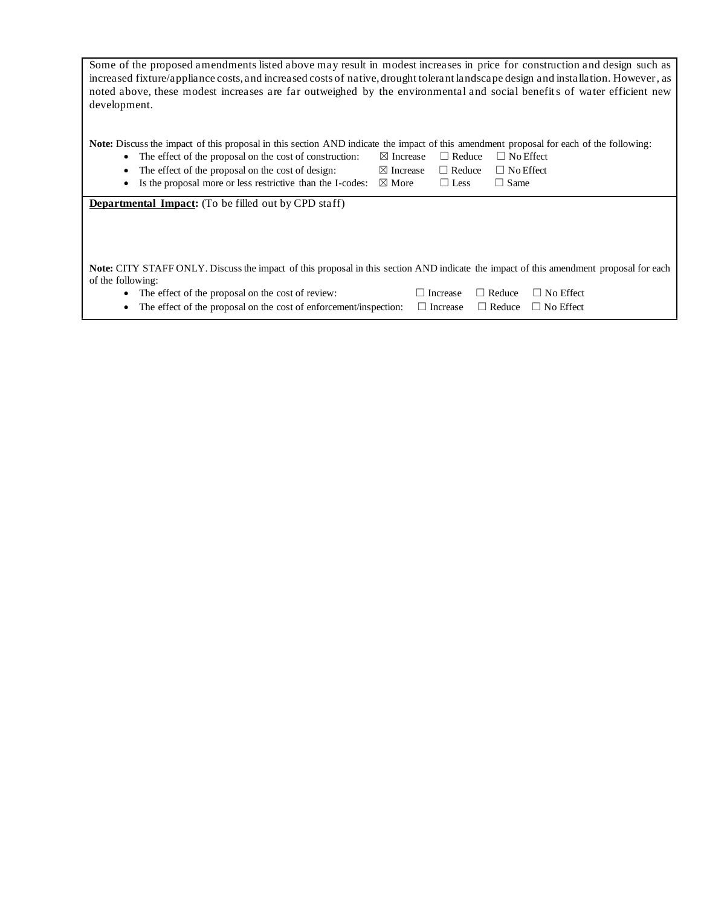Some of the proposed amendments listed above may result in modest increases in price for construction and design such as increased fixture/appliance costs, and increased costs of native, drought tolerant landscape design and installation. However, as noted above, these modest increases are far outweighed by the environmental and social benefits of water efficient new development.

**Note:** Discuss the impact of this proposal in this section AND indicate the impact of this amendment proposal for each of the following:

- The effect of the proposal on the cost of construction: ☒ Increase ☐ Reduce ☐ No Effect
- The effect of the proposal on the cost of design: ☒ Increase ☐ Reduce ☐ No Effect
- Is the proposal more or less restrictive than the I-codes: ☒ More ☐ Less ☐ Same

**Departmental Impact:** (To be filled out by CPD staff)

**Note:** CITY STAFF ONLY. Discuss the impact of this proposal in this section AND indicate the impact of this amendment proposal for each of the following:

- The effect of the proposal on the cost of review: ☐ Increase ☐ Reduce ☐ No Effect
- The effect of the proposal on the cost of enforcement/inspection: ☐ Increase ☐ Reduce ☐ No Effect